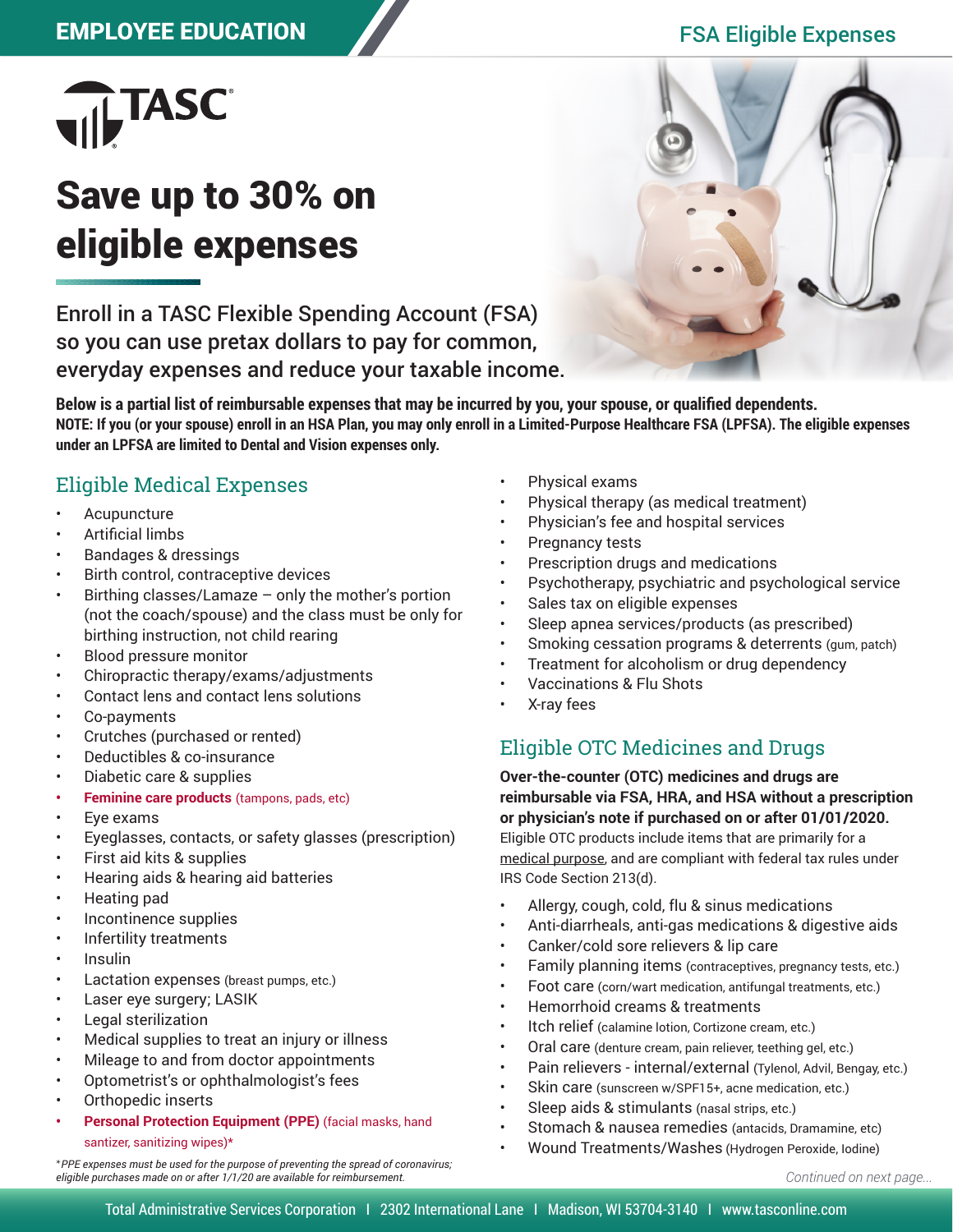EMPLOYEE EDUCATION

FSA Eligible Expenses

TASC

# Save up to 30% on eligible expenses

Enroll in a TASC Flexible Spending Account (FSA) so you can use pretax dollars to pay for common, everyday expenses and reduce your taxable income.

**Below is a partial list of reimbursable expenses that may be incurred by you, your spouse, or qualified dependents.**
**NOTE: If you (or your spouse) enroll in an HSA Plan, you may only enroll in a Limited-Purpose Healthcare FSA (LPFSA). The eligible expenses under an LPFSA are limited to Dental and Vision expenses only.**

## Eligible Medical Expenses

- Acupuncture
- Artificial limbs
- Bandages & dressings
- Birth control, contraceptive devices
- Birthing classes/Lamaze – only the mother's portion (not the coach/spouse) and the class must be only for birthing instruction, not child rearing
- Blood pressure monitor
- Chiropractic therapy/exams/adjustments
- Contact lens and contact lens solutions
- Co-payments
- Crutches (purchased or rented)
- Deductibles & co-insurance
- Diabetic care & supplies
- **Feminine care products** (tampons, pads, etc)
- Eye exams
- Eyeglasses, contacts, or safety glasses (prescription)
- First aid kits & supplies
- Hearing aids & hearing aid batteries
- Heating pad
- Incontinence supplies
- Infertility treatments
- Insulin
- Lactation expenses (breast pumps, etc.)
- Laser eye surgery; LASIK
- Legal sterilization
- Medical supplies to treat an injury or illness
- Mileage to and from doctor appointments
- Optometrist's or ophthalmologist's fees
- Orthopedic inserts
- **Personal Protection Equipment (PPE)** (facial masks, hand santizer, sanitizing wipes)*
- Physical exams
- Physical therapy (as medical treatment)
- Physician's fee and hospital services
- Pregnancy tests
- Prescription drugs and medications
- Psychotherapy, psychiatric and psychological service
- Sales tax on eligible expenses
- Sleep apnea services/products (as prescribed)
- Smoking cessation programs & deterrents (gum, patch)
- Treatment for alcoholism or drug dependency
- Vaccinations & Flu Shots
- X-ray fees

*\*PPE expenses must be used for the purpose of preventing the spread of coronavirus; eligible purchases made on or after 1/1/20 are available for reimbursement.*

## Eligible OTC Medicines and Drugs

**Over-the-counter (OTC) medicines and drugs are reimbursable via FSA, HRA, and HSA without a prescription or physician's note if purchased on or after 01/01/2020.** Eligible OTC products include items that are primarily for a medical purpose, and are compliant with federal tax rules under IRS Code Section 213(d).

- Allergy, cough, cold, flu & sinus medications
- Anti-diarrheals, anti-gas medications & digestive aids
- Canker/cold sore relievers & lip care
- Family planning items (contraceptives, pregnancy tests, etc.)
- Foot care (corn/wart medication, antifungal treatments, etc.)
- Hemorrhoid creams & treatments
- Itch relief (calamine lotion, Cortizone cream, etc.)
- Oral care (denture cream, pain reliever, teething gel, etc.)
- Pain relievers - internal/external (Tylenol, Advil, Bengay, etc.)
- Skin care (sunscreen w/SPF15+, acne medication, etc.)
- Sleep aids & stimulants (nasal strips, etc.)
- Stomach & nausea remedies (antacids, Dramamine, etc)
- Wound Treatments/Washes (Hydrogen Peroxide, Iodine)

*Continued on next page...*

Total Administrative Services Corporation | 2302 International Lane | Madison, WI 53704-3140 | www.tasconline.com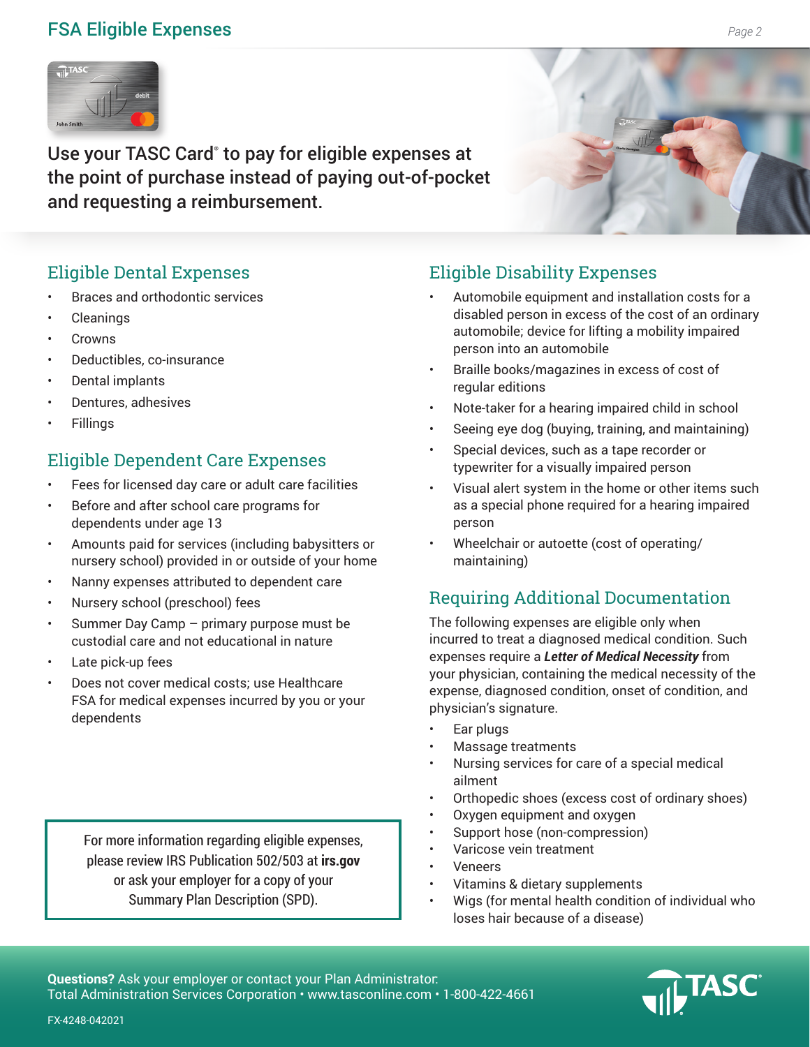# FSA Eligible Expenses

Use your TASC Card® to pay for eligible expenses at the point of purchase instead of paying out-of-pocket and requesting a reimbursement.

## Eligible Dental Expenses

- Braces and orthodontic services
- Cleanings
- Crowns
- Deductibles, co-insurance
- Dental implants
- Dentures, adhesives
- Fillings

## Eligible Dependent Care Expenses

- Fees for licensed day care or adult care facilities
- Before and after school care programs for dependents under age 13
- Amounts paid for services (including babysitters or nursery school) provided in or outside of your home
- Nanny expenses attributed to dependent care
- Nursery school (preschool) fees
- Summer Day Camp – primary purpose must be custodial care and not educational in nature
- Late pick-up fees
- Does not cover medical costs; use Healthcare FSA for medical expenses incurred by you or your dependents

For more information regarding eligible expenses, please review IRS Publication 502/503 at **irs.gov** or ask your employer for a copy of your Summary Plan Description (SPD).

## Eligible Disability Expenses

- Automobile equipment and installation costs for a disabled person in excess of the cost of an ordinary automobile; device for lifting a mobility impaired person into an automobile
- Braille books/magazines in excess of cost of regular editions
- Note-taker for a hearing impaired child in school
- Seeing eye dog (buying, training, and maintaining)
- Special devices, such as a tape recorder or typewriter for a visually impaired person
- Visual alert system in the home or other items such as a special phone required for a hearing impaired person
- Wheelchair or autoette (cost of operating/ maintaining)

## Requiring Additional Documentation

The following expenses are eligible only when incurred to treat a diagnosed medical condition. Such expenses require a ***Letter of Medical Necessity*** from your physician, containing the medical necessity of the expense, diagnosed condition, onset of condition, and physician's signature.

- Ear plugs
- Massage treatments
- Nursing services for care of a special medical ailment
- Orthopedic shoes (excess cost of ordinary shoes)
- Oxygen equipment and oxygen
- Support hose (non-compression)
- Varicose vein treatment
- Veneers
- Vitamins & dietary supplements
- Wigs (for mental health condition of individual who loses hair because of a disease)

**Questions?** Ask your employer or contact your Plan Administrator:
Total Administration Services Corporation • www.tasconline.com • 1-800-422-4661

FX-4248-042021